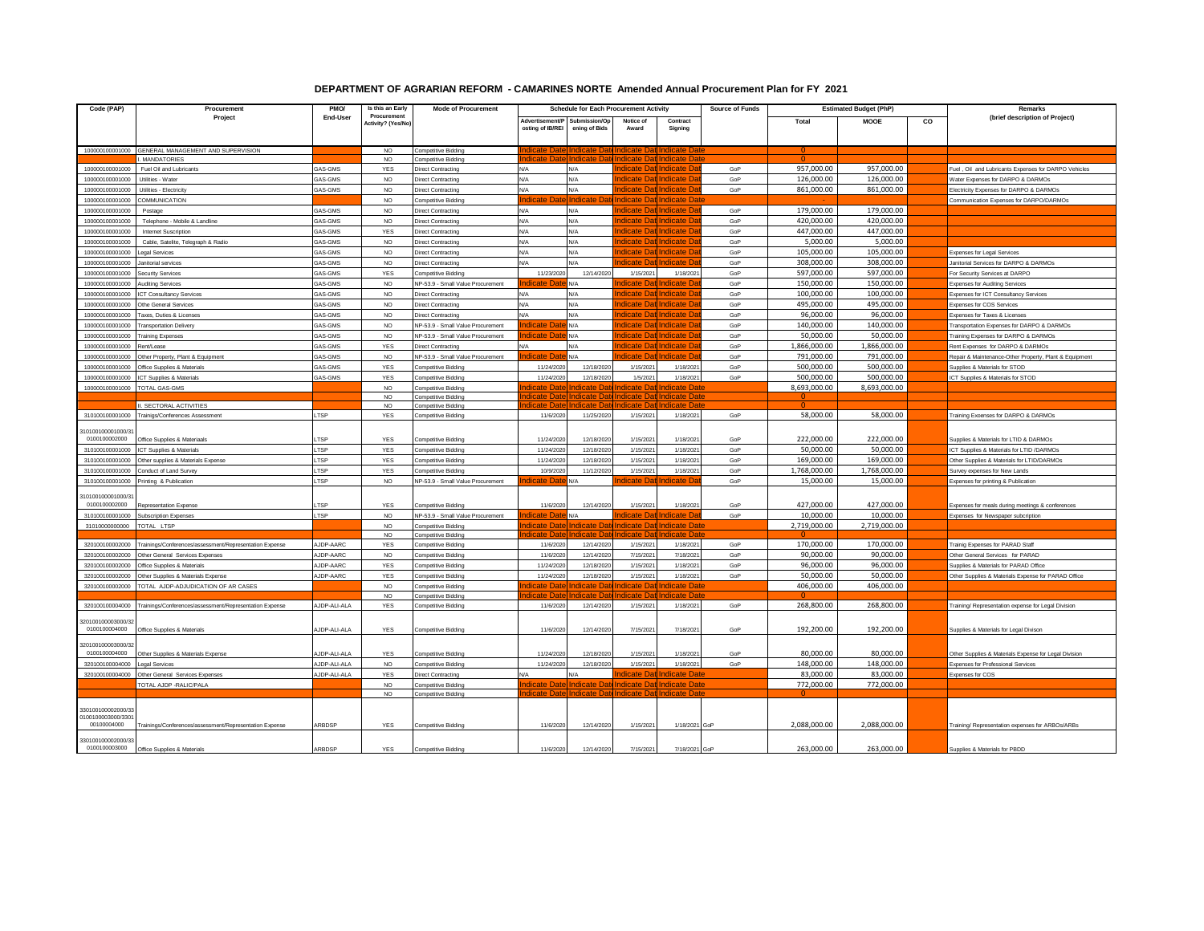# DEPARTMENT OF AGRARIAN REFORM - CAMARINES NORTE Amended Annual Procurement Plan for FY 2021

| Code (PAP) | Procurement Project | PMO/ End-User | Is this an Early Procurement Activity? (Yes/No) | Mode of Procurement | Schedule for Each Procurement Activity | | | | Source of Funds | Estimated Budget (PhP) | | | Remarks (brief description of Project) |
|---|---|---|---|---|---|---|---|---|---|---|---|---|---|
| | | | | | Advertisement/Posting of IB/REI | Submission/Opening of Bids | Notice of Award | Contract Signing | | Total | MOOE | CO | |
| 100000100001000 | GENERAL MANAGEMENT AND SUPERVISION | | NO | Competitive Bidding | Indicate Date | Indicate Date | Indicate Date | Indicate Date | | 0 | | | |
| | I. MANDATORIES | | NO | Competitive Bidding | Indicate Date | Indicate Date | Indicate Date | Indicate Date | | 0 | | | |
| 100000100001000 | Fuel Oil and Lubricants | GAS-GMS | YES | Direct Contracting | N/A | N/A | Indicate Date | Indicate Date | GoP | 957,000.00 | 957,000.00 | | Fuel , Oil and Lubricants Expenses for DARPO Vehicles |
| 100000100001000 | Utilities - Water | GAS-GMS | NO | Direct Contracting | N/A | N/A | Indicate Date | Indicate Date | GoP | 126,000.00 | 126,000.00 | | Water Expenses for DARPO & DARMOs |
| 100000100001000 | Utilities - Electricity | GAS-GMS | NO | Direct Contracting | N/A | N/A | Indicate Date | Indicate Date | GoP | 861,000.00 | 861,000.00 | | Electricity Expenses for DARPO & DARMOs |
| 100000100001000 | COMMUNICATION | | NO | Competitive Bidding | Indicate Date | Indicate Date | Indicate Date | Indicate Date | | - | | | Communication Expenses for DARPO/DARMOs |
| 100000100001000 | Postage | GAS-GMS | NO | Direct Contracting | N/A | N/A | Indicate Date | Indicate Date | GoP | 179,000.00 | 179,000.00 | | |
| 100000100001000 | Telephone - Mobile & Landline | GAS-GMS | NO | Direct Contracting | N/A | N/A | Indicate Date | Indicate Date | GoP | 420,000.00 | 420,000.00 | | |
| 100000100001000 | Internet Suscription | GAS-GMS | YES | Direct Contracting | N/A | N/A | Indicate Date | Indicate Date | GoP | 447,000.00 | 447,000.00 | | |
| 100000100001000 | Cable, Satelite, Telegraph & Radio | GAS-GMS | NO | Direct Contracting | N/A | N/A | Indicate Date | Indicate Date | GoP | 5,000.00 | 5,000.00 | | |
| 100000100001000 | Legal Services | GAS-GMS | NO | Direct Contracting | N/A | N/A | Indicate Date | Indicate Date | GoP | 105,000.00 | 105,000.00 | | Expenses for Legal Services |
| 100000100001000 | Janitorial services | GAS-GMS | NO | Direct Contracting | N/A | N/A | Indicate Date | Indicate Date | GoP | 308,000.00 | 308,000.00 | | Janitorial Services for DARPO & DARMOs |
| 100000100001000 | Security Services | GAS-GMS | YES | Competitive Bidding | 11/23/2020 | 12/14/2020 | 1/15/2021 | 1/18/2021 | GoP | 597,000.00 | 597,000.00 | | For Security Services at DARPO |
| 100000100001000 | Auditing Services | GAS-GMS | NO | NP-53.9 - Small Value Procurement | Indicate Date | N/A | Indicate Date | Indicate Date | GoP | 150,000.00 | 150,000.00 | | Expenses for Auditing Services |
| 100000100001000 | ICT Consultancy Services | GAS-GMS | NO | Direct Contracting | N/A | N/A | Indicate Date | Indicate Date | GoP | 100,000.00 | 100,000.00 | | Expenses for ICT Consultancy Services |
| 100000100001000 | Othe General Services | GAS-GMS | NO | Direct Contracting | N/A | N/A | Indicate Date | Indicate Date | GoP | 495,000.00 | 495,000.00 | | Expenses for COS Services |
| 100000100001000 | Taxes, Duties & Licenses | GAS-GMS | NO | Direct Contracting | N/A | N/A | Indicate Date | Indicate Date | GoP | 96,000.00 | 96,000.00 | | Expenses for Taxes & Licenses |
| 100000100001000 | Transportation Delivery | GAS-GMS | NO | NP-53.9 - Small Value Procurement | Indicate Date | N/A | Indicate Date | Indicate Date | GoP | 140,000.00 | 140,000.00 | | Transportation Expenses for DARPO & DARMOs |
| 100000100001000 | Training Expenses | GAS-GMS | NO | NP-53.9 - Small Value Procurement | Indicate Date | N/A | Indicate Date | Indicate Date | GoP | 50,000.00 | 50,000.00 | | Training Expenses for DARPO & DARMOs |
| 100000100001000 | Rent/Lease | GAS-GMS | YES | Direct Contracting | N/A | N/A | Indicate Date | Indicate Date | GoP | 1,866,000.00 | 1,866,000.00 | | Rent Expenses for DARPO & DARMOs |
| 100000100001000 | Other Property, Plant & Equipment | GAS-GMS | NO | NP-53.9 - Small Value Procurement | Indicate Date | N/A | Indicate Date | Indicate Date | GoP | 791,000.00 | 791,000.00 | | Repair & Maintenance-Other Property, Plant & Equipment |
| 100000100001000 | Office Supplies & Materials | GAS-GMS | YES | Competitive Bidding | 11/24/2020 | 12/18/2020 | 1/15/2021 | 1/18/2021 | GoP | 500,000.00 | 500,000.00 | | Supplies & Materials for STOD |
| 100000100001000 | ICT Supplies & Materials | GAS-GMS | YES | Competitive Bidding | 11/24/2020 | 12/18/2020 | 1/5/2021 | 1/18/2021 | GoP | 500,000.00 | 500,000.00 | | ICT Supplies & Materials for STOD |
| 100000100001000 | TOTAL GAS-GMS | | NO | Competitive Bidding | Indicate Date | Indicate Date | Indicate Date | Indicate Date | | 8,693,000.00 | 8,693,000.00 | | |
| | | | NO | Competitive Bidding | Indicate Date | Indicate Date | Indicate Date | Indicate Date | | 0 | | | |
| | II. SECTORAL ACTIVITIES | | NO | Competitive Bidding | Indicate Date | Indicate Date | Indicate Date | Indicate Date | | 0 | | | |
| 310100100001000 | Trainigs/Conferences Assessment | LTSP | YES | Competitive Bidding | 11/6/2020 | 11/25/2020 | 1/15/2021 | 1/18/2021 | GoP | 58,000.00 | 58,000.00 | | Training Exoenses for DARPO & DARMOs |
| 310100100001000/310100100002000 | Office Supplies & Materiaals | LTSP | YES | Competitive Bidding | 11/24/2020 | 12/18/2020 | 1/15/2021 | 1/18/2021 | GoP | 222,000.00 | 222,000.00 | | Supplies & Materials for LTID & DARMOs |
| 310100100001000 | ICT Supplies & Materials | LTSP | YES | Competitive Bidding | 11/24/2020 | 12/18/2020 | 1/15/2021 | 1/18/2021 | GoP | 50,000.00 | 50,000.00 | | ICT Supplies & Materials for LTID /DARMOs |
| 310100100001000 | Other supplies & Materials Expense | LTSP | YES | Competitive Bidding | 11/24/2020 | 12/18/2020 | 1/15/2021 | 1/18/2021 | GoP | 169,000.00 | 169,000.00 | | Other Supplies & Materials for LTID/DARMOs |
| 310100100001000 | Conduct of Land Survey | LTSP | YES | Competitive Bidding | 10/9/2020 | 11/12/2020 | 1/15/2021 | 1/18/2021 | GoP | 1,768,000.00 | 1,768,000.00 | | Survey expenses for New Lands |
| 310100100001000 | Printing & Publication | LTSP | NO | NP-53.9 - Small Value Procurement | Indicate Date | N/A | Indicate Date | Indicate Date | GoP | 15,000.00 | 15,000.00 | | Expenses for printing & Publication |
| 310100100001000/310100100002000 | Representation Expense | LTSP | YES | Competitive Bidding | 11/6/2020 | 12/14/2020 | 1/15/2021 | 1/18/2021 | GoP | 427,000.00 | 427,000.00 | | Expenses for meals during meetings & conferences |
| 310100100001000 | Subscription Expenses | LTSP | NO | NP-53.9 - Small Value Procurement | Indicate Date | N/A | Indicate Date | Indicate Date | GoP | 10,000.00 | 10,000.00 | | Expenses for Newspaper subcription |
| 310100000000000 | TOTAL LTSP | | NO | Competitive Bidding | Indicate Date | Indicate Date | Indicate Date | Indicate Date | | 2,719,000.00 | 2,719,000.00 | | |
| | | | NO | Competitive Bidding | Indicate Date | Indicate Date | Indicate Date | Indicate Date | | 0 | | | |
| 320100100002000 | Trainings/Conferences/assessment/Representation Expense | AJDP-AARC | YES | Competitive Bidding | 11/6/2020 | 12/14/2020 | 1/15/2021 | 1/18/2021 | GoP | 170,000.00 | 170,000.00 | | Trainig Expenses for PARAD Staff |
| 320100100002000 | Other General Services Expenses | AJDP-AARC | NO | Competitive Bidding | 11/6/2020 | 12/14/2020 | 7/15/2021 | 7/18/2021 | GoP | 90,000.00 | 90,000.00 | | Other General Services for PARAD |
| 320100100002000 | Office Supplies & Materials | AJDP-AARC | YES | Competitive Bidding | 11/24/2020 | 12/18/2020 | 1/15/2021 | 1/18/2021 | GoP | 96,000.00 | 96,000.00 | | Supplies & Materials for PARAD Office |
| 320100100002000 | Other Supplies & Materials Expense | AJDP-AARC | YES | Competitive Bidding | 11/24/2020 | 12/18/2020 | 1/15/2021 | 1/18/2021 | GoP | 50,000.00 | 50,000.00 | | Other Supplies & Materials Expense for PARAD Office |
| 320100100002000 | TOTAL AJDP-ADJUDICATION OF AR CASES | | NO | Competitive Bidding | Indicate Date | Indicate Date | Indicate Date | Indicate Date | | 406,000.00 | 406,000.00 | | |
| | | | NO | Competitive Bidding | Indicate Date | Indicate Date | Indicate Date | Indicate Date | | 0 | | | |
| 320100100004000 | Trainings/Conferences/assessment/Representation Expense | AJDP-ALI-ALA | YES | Competitive Bidding | 11/6/2020 | 12/14/2020 | 1/15/2021 | 1/18/2021 | GoP | 268,800.00 | 268,800.00 | | Training/ Representation expense for Legal Division |
| 320100100003000/320100100004000 | Office Supplies & Materials | AJDP-ALI-ALA | YES | Competitive Bidding | 11/6/2020 | 12/14/2020 | 7/15/2021 | 7/18/2021 | GoP | 192,200.00 | 192,200.00 | | Supplies & Materials for Legal Divison |
| 320100100003000/320100100004000 | Other Supplies & Materials Expense | AJDP-ALI-ALA | YES | Competitive Bidding | 11/24/2020 | 12/18/2020 | 1/15/2021 | 1/18/2021 | GoP | 80,000.00 | 80,000.00 | | Other Supplies & Materials Expense for Legal Division |
| 320100100004000 | Legal Services | AJDP-ALI-ALA | NO | Competitive Bidding | 11/24/2020 | 12/18/2020 | 1/15/2021 | 1/18/2021 | GoP | 148,000.00 | 148,000.00 | | Expenses for Professional Services |
| 320100100004000 | Other General Services Expenses | AJDP-ALI-ALA | YES | Direct Contracting | N/A | N/A | Indicate Date | Indicate Date | | 83,000.00 | 83,000.00 | | Expenses for COS |
| | TOTAL AJDP -RALIC/PALA | | NO | Competitive Bidding | Indicate Date | Indicate Date | Indicate Date | Indicate Date | | 772,000.00 | 772,000.00 | | |
| | | | NO | Competitive Bidding | Indicate Date | Indicate Date | Indicate Date | Indicate Date | | 0 | | | |
| 330100100002000/330100100003000/330100100004000 | Trainings/Conferences/assessment/Representation Expense | ARBDSP | YES | Competitive Bidding | 11/6/2020 | 12/14/2020 | 1/15/2021 | 1/18/2021 | GoP | 2,088,000.00 | 2,088,000.00 | | Training/ Representation expenses for ARBOs/ARBs |
| 330100100002000/330100100003000 | Office Supplies & Materials | ARBDSP | YES | Competitive Bidding | 11/6/2020 | 12/14/2020 | 7/15/2021 | 7/18/2021 | GoP | 263,000.00 | 263,000.00 | | Supplies & Materials for PBDD |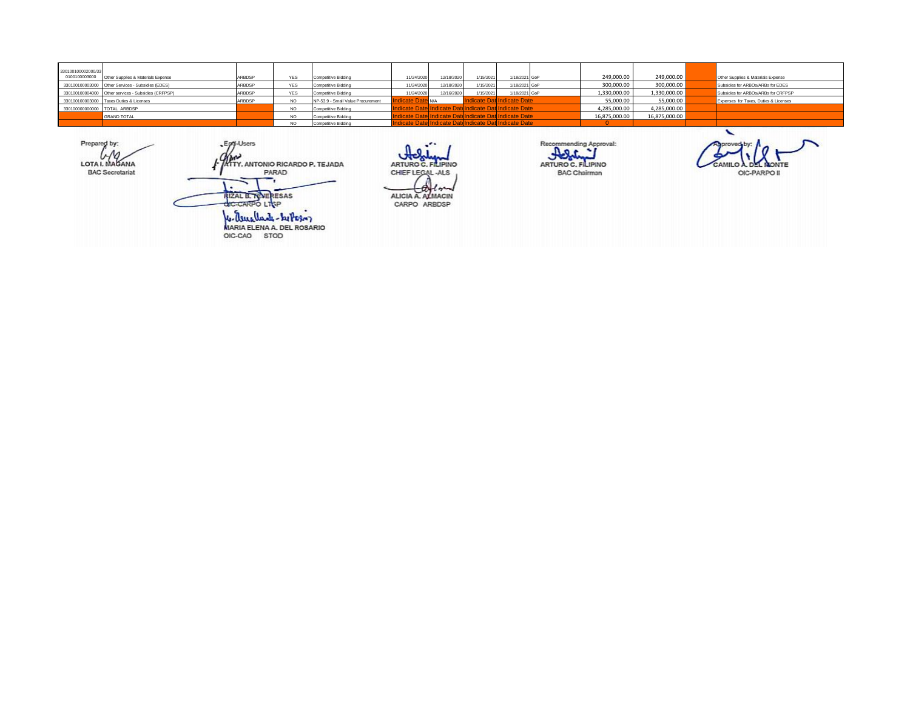| | | | | | | | | | | | | | | | |
|---|---|---|---|---|---|---|---|---|---|---|---|---|---|---|---|
| 330100100002000/330100100003000 | Other Supplies & Materials Expense | ARBDSP | YES | Competitive Bidding | 11/24/2020 | 12/18/2020 | 1/15/2021 | 1/18/2021 | GoP | | 249,000.00 | 249,000.00 | | | Other Supplies & Materials Expense |
| 330100100003000 | Other Services - Subsidies (EDES) | ARBDSP | YES | Competitive Bidding | 11/24/2020 | 12/18/2020 | 1/15/2021 | 1/18/2021 | GoP | | 300,000.00 | 300,000.00 | | | Subsidies for ARBOs/ARBs for EDES |
| 330100100004000 | Other services - Subsidies (CRFPSP) | ARBDSP | YES | Competitive Bidding | 11/24/2020 | 12/16/2020 | 1/15/2021 | 1/18/2021 | GoP | | 1,330,000.00 | 1,330,000.00 | | | Subsidies for ARBOs/ARBs for CRFPSP |
| 330100100003000 | Taxes Duties & Licenses | ARBDSP | NO | NP-53.9 - Small Value Procurement | Indicate Date | N/A | Indicate Date | Indicate Date | | | 55,000.00 | 55,000.00 | | | Expenses for Taxes, Duties & Licenses |
| 330100000000000 | TOTAL ARBDSP | | NO | Competitive Bidding | Indicate Date | Indicate Date | Indicate Date | Indicate Date | | | 4,285,000.00 | 4,285,000.00 | | | |
| | GRAND TOTAL | | NO | Competitive Bidding | Indicate Date | Indicate Date | Indicate Date | Indicate Date | | | 16,875,000.00 | 16,875,000.00 | | | |
| | | | NO | Competitive Bidding | Indicate Date | Indicate Date | Indicate Date | Indicate Date | | | 0 | | | | |

Prepared by:

LOTA I. MAGANA
BAC Secretariat

End-Users

ATTY. ANTONIO RICARDO P. TEJADA
PARAD

RIZAL B. TEVERESAS
OIC-CARPO LTSP

MARIA ELENA A. DEL ROSARIO
OIC-CAO STOD

ARTURO C. FILIPINO
CHIEF LEGAL -ALS

ALICIA A. ALMACIN
CARPO ARBDSP

Recommending Approval:

ARTURO C. FILIPINO
BAC Chairman

Approved by:

CAMILO A. DEL MONTE
OIC-PARPO II